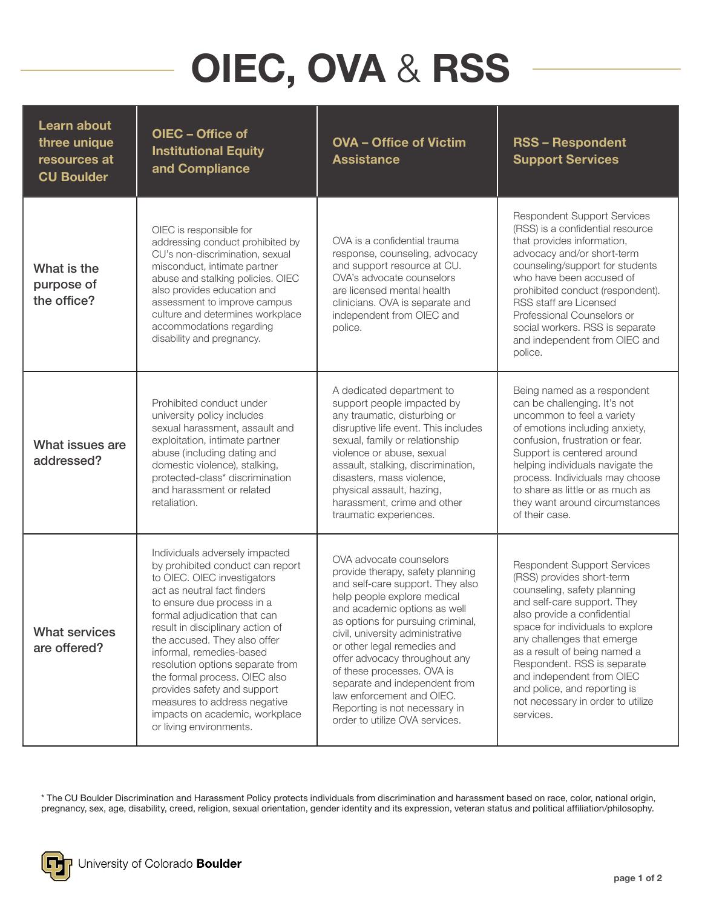# OIEC, OVA & RSS

| Learn about three unique resources at CU Boulder | OIEC – Office of Institutional Equity and Compliance | OVA – Office of Victim Assistance | RSS – Respondent Support Services |
|---|---|---|---|
| What is the purpose of the office? | OIEC is responsible for addressing conduct prohibited by CU's non-discrimination, sexual misconduct, intimate partner abuse and stalking policies. OIEC also provides education and assessment to improve campus culture and determines workplace accommodations regarding disability and pregnancy. | OVA is a confidential trauma response, counseling, advocacy and support resource at CU. OVA's advocate counselors are licensed mental health clinicians. OVA is separate and independent from OIEC and police. | Respondent Support Services (RSS) is a confidential resource that provides information, advocacy and/or short-term counseling/support for students who have been accused of prohibited conduct (respondent). RSS staff are Licensed Professional Counselors or social workers. RSS is separate and independent from OIEC and police. |
| What issues are addressed? | Prohibited conduct under university policy includes sexual harassment, assault and exploitation, intimate partner abuse (including dating and domestic violence), stalking, protected-class* discrimination and harassment or related retaliation. | A dedicated department to support people impacted by any traumatic, disturbing or disruptive life event. This includes sexual, family or relationship violence or abuse, sexual assault, stalking, discrimination, disasters, mass violence, physical assault, hazing, harassment, crime and other traumatic experiences. | Being named as a respondent can be challenging. It's not uncommon to feel a variety of emotions including anxiety, confusion, frustration or fear. Support is centered around helping individuals navigate the process. Individuals may choose to share as little or as much as they want around circumstances of their case. |
| What services are offered? | Individuals adversely impacted by prohibited conduct can report to OIEC. OIEC investigators act as neutral fact finders to ensure due process in a formal adjudication that can result in disciplinary action of the accused. They also offer informal, remedies-based resolution options separate from the formal process. OIEC also provides safety and support measures to address negative impacts on academic, workplace or living environments. | OVA advocate counselors provide therapy, safety planning and self-care support. They also help people explore medical and academic options as well as options for pursuing criminal, civil, university administrative or other legal remedies and offer advocacy throughout any of these processes. OVA is separate and independent from law enforcement and OIEC. Reporting is not necessary in order to utilize OVA services. | Respondent Support Services (RSS) provides short-term counseling, safety planning and self-care support. They also provide a confidential space for individuals to explore any challenges that emerge as a result of being named a Respondent. RSS is separate and independent from OIEC and police, and reporting is not necessary in order to utilize services. |

* The CU Boulder Discrimination and Harassment Policy protects individuals from discrimination and harassment based on race, color, national origin, pregnancy, sex, age, disability, creed, religion, sexual orientation, gender identity and its expression, veteran status and political affiliation/philosophy.

University of Colorado **Boulder**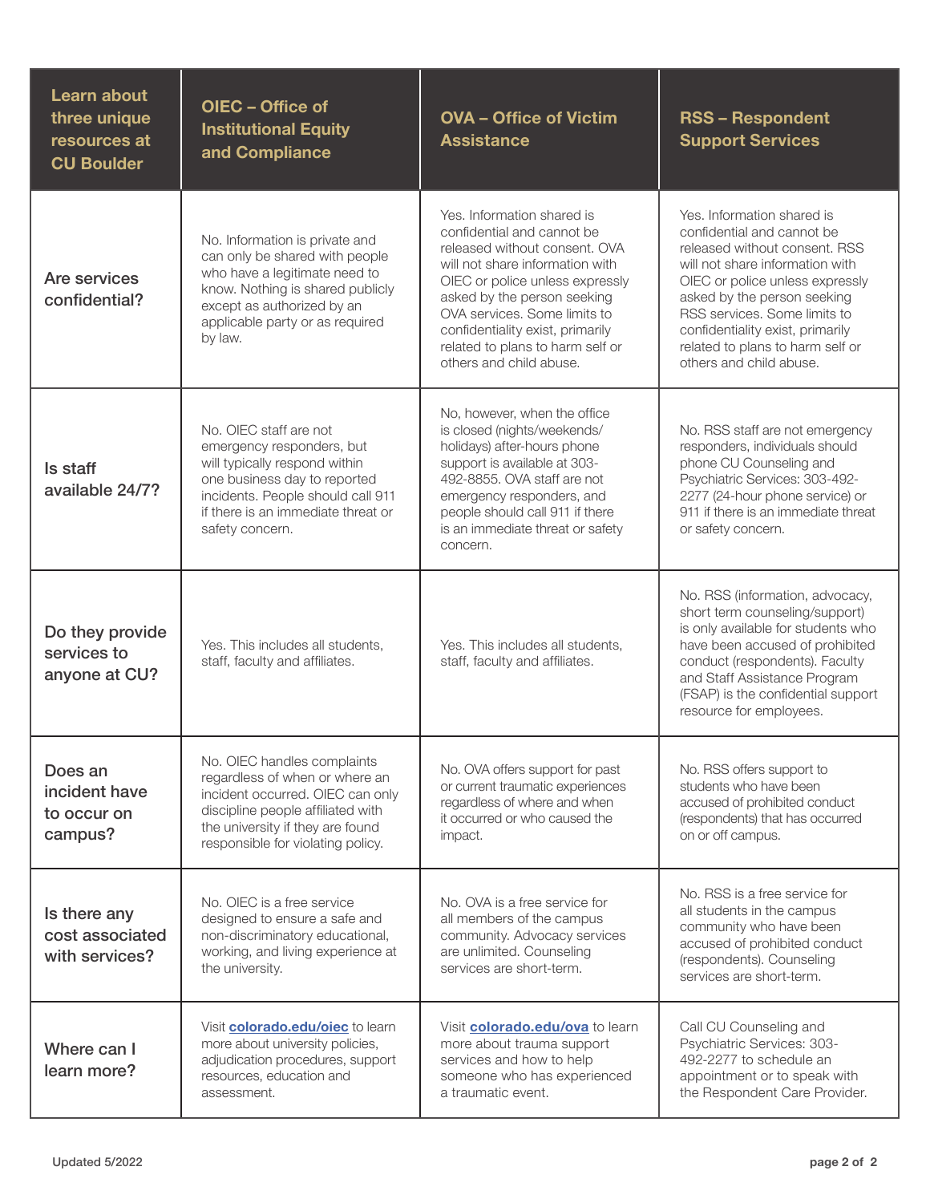| Learn about three unique resources at CU Boulder | OIEC – Office of Institutional Equity and Compliance | OVA – Office of Victim Assistance | RSS – Respondent Support Services |
| --- | --- | --- | --- |
| Are services confidential? | No. Information is private and can only be shared with people who have a legitimate need to know. Nothing is shared publicly except as authorized by an applicable party or as required by law. | Yes. Information shared is confidential and cannot be released without consent. OVA will not share information with OIEC or police unless expressly asked by the person seeking OVA services. Some limits to confidentiality exist, primarily related to plans to harm self or others and child abuse. | Yes. Information shared is confidential and cannot be released without consent. RSS will not share information with OIEC or police unless expressly asked by the person seeking RSS services. Some limits to confidentiality exist, primarily related to plans to harm self or others and child abuse. |
| Is staff available 24/7? | No. OIEC staff are not emergency responders, but will typically respond within one business day to reported incidents. People should call 911 if there is an immediate threat or safety concern. | No, however, when the office is closed (nights/weekends/ holidays) after-hours phone support is available at 303-492-8855. OVA staff are not emergency responders, and people should call 911 if there is an immediate threat or safety concern. | No. RSS staff are not emergency responders, individuals should phone CU Counseling and Psychiatric Services: 303-492-2277 (24-hour phone service) or 911 if there is an immediate threat or safety concern. |
| Do they provide services to anyone at CU? | Yes. This includes all students, staff, faculty and affiliates. | Yes. This includes all students, staff, faculty and affiliates. | No. RSS (information, advocacy, short term counseling/support) is only available for students who have been accused of prohibited conduct (respondents). Faculty and Staff Assistance Program (FSAP) is the confidential support resource for employees. |
| Does an incident have to occur on campus? | No. OIEC handles complaints regardless of when or where an incident occurred. OIEC can only discipline people affiliated with the university if they are found responsible for violating policy. | No. OVA offers support for past or current traumatic experiences regardless of where and when it occurred or who caused the impact. | No. RSS offers support to students who have been accused of prohibited conduct (respondents) that has occurred on or off campus. |
| Is there any cost associated with services? | No. OIEC is a free service designed to ensure a safe and non-discriminatory educational, working, and living experience at the university. | No. OVA is a free service for all members of the campus community. Advocacy services are unlimited. Counseling services are short-term. | No. RSS is a free service for all students in the campus community who have been accused of prohibited conduct (respondents). Counseling services are short-term. |
| Where can I learn more? | Visit **colorado.edu/oiec** to learn more about university policies, adjudication procedures, support resources, education and assessment. | Visit **colorado.edu/ova** to learn more about trauma support services and how to help someone who has experienced a traumatic event. | Call CU Counseling and Psychiatric Services: 303-492-2277 to schedule an appointment or to speak with the Respondent Care Provider. |

Updated 5/2022